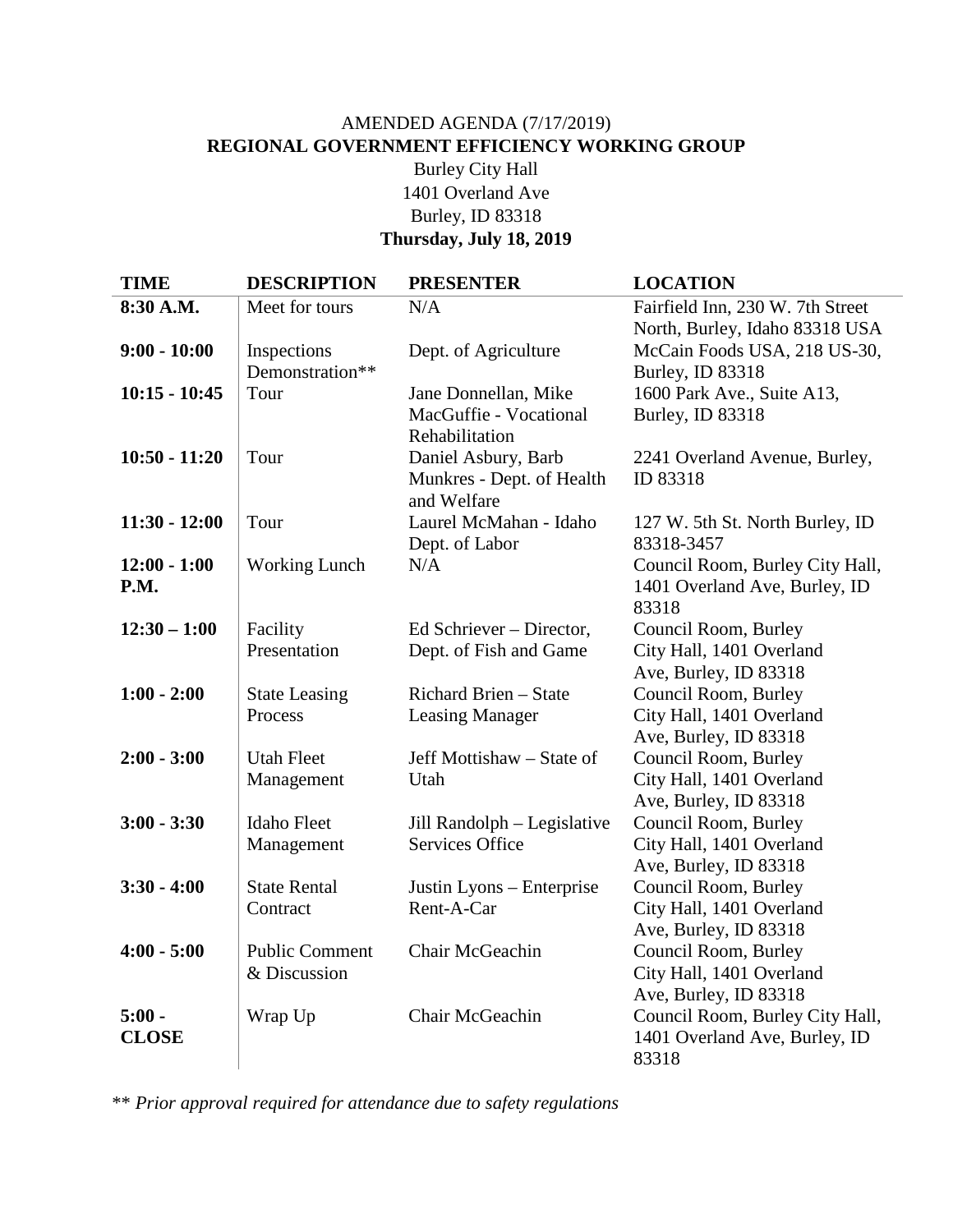AMENDED AGENDA (7/17/2019)

**REGIONAL GOVERNMENT EFFICIENCY WORKING GROUP**

Burley City Hall
1401 Overland Ave
Burley, ID 83318

**Thursday, July 18, 2019**

| **TIME** | **DESCRIPTION** | **PRESENTER** | **LOCATION** |
|---|---|---|---|
| **8:30 A.M.** | Meet for tours | N/A | Fairfield Inn, 230 W. 7th Street North, Burley, Idaho 83318 USA |
| **9:00 - 10:00** | Inspections Demonstration** | Dept. of Agriculture | McCain Foods USA, 218 US-30, Burley, ID 83318 |
| **10:15 - 10:45** | Tour | Jane Donnellan, Mike MacGuffie - Vocational Rehabilitation | 1600 Park Ave., Suite A13, Burley, ID 83318 |
| **10:50 - 11:20** | Tour | Daniel Asbury, Barb Munkres - Dept. of Health and Welfare | 2241 Overland Avenue, Burley, ID 83318 |
| **11:30 - 12:00** | Tour | Laurel McMahan - Idaho Dept. of Labor | 127 W. 5th St. North Burley, ID 83318-3457 |
| **12:00 - 1:00 P.M.** | Working Lunch | N/A | Council Room, Burley City Hall, 1401 Overland Ave, Burley, ID 83318 |
| **12:30 – 1:00** | Facility Presentation | Ed Schriever – Director, Dept. of Fish and Game | Council Room, Burley City Hall, 1401 Overland Ave, Burley, ID 83318 |
| **1:00 - 2:00** | State Leasing Process | Richard Brien – State Leasing Manager | Council Room, Burley City Hall, 1401 Overland Ave, Burley, ID 83318 |
| **2:00 - 3:00** | Utah Fleet Management | Jeff Mottishaw – State of Utah | Council Room, Burley City Hall, 1401 Overland Ave, Burley, ID 83318 |
| **3:00 - 3:30** | Idaho Fleet Management | Jill Randolph – Legislative Services Office | Council Room, Burley City Hall, 1401 Overland Ave, Burley, ID 83318 |
| **3:30 - 4:00** | State Rental Contract | Justin Lyons – Enterprise Rent-A-Car | Council Room, Burley City Hall, 1401 Overland Ave, Burley, ID 83318 |
| **4:00 - 5:00** | Public Comment & Discussion | Chair McGeachin | Council Room, Burley City Hall, 1401 Overland Ave, Burley, ID 83318 |
| **5:00 - CLOSE** | Wrap Up | Chair McGeachin | Council Room, Burley City Hall, 1401 Overland Ave, Burley, ID 83318 |

*** Prior approval required for attendance due to safety regulations*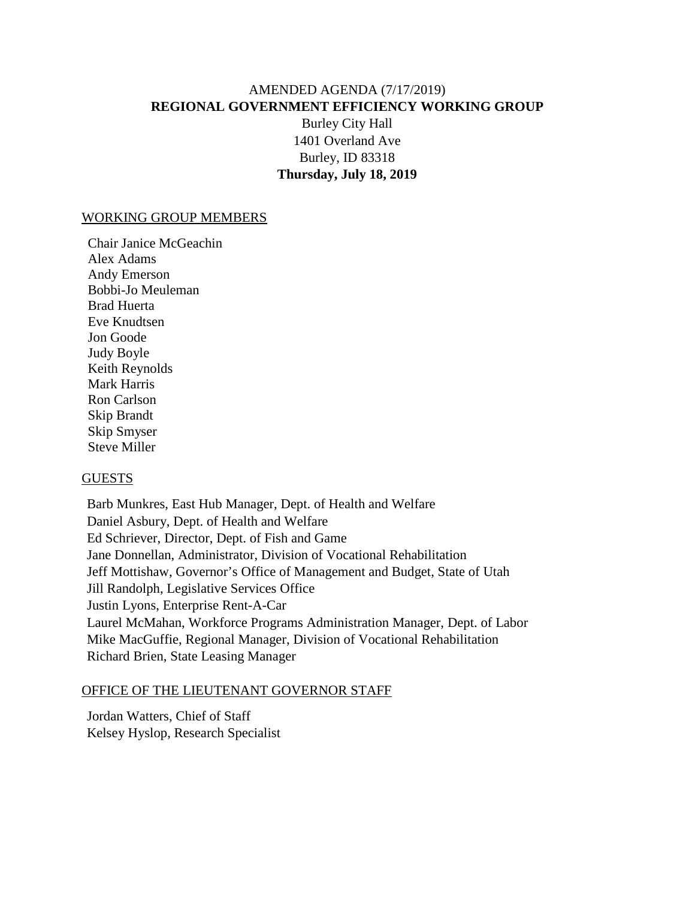AMENDED AGENDA (7/17/2019)

**REGIONAL GOVERNMENT EFFICIENCY WORKING GROUP**

Burley City Hall
1401 Overland Ave
Burley, ID 83318

**Thursday, July 18, 2019**

WORKING GROUP MEMBERS

Chair Janice McGeachin
Alex Adams
Andy Emerson
Bobbi-Jo Meuleman
Brad Huerta
Eve Knudtsen
Jon Goode
Judy Boyle
Keith Reynolds
Mark Harris
Ron Carlson
Skip Brandt
Skip Smyser
Steve Miller

GUESTS

Barb Munkres, East Hub Manager, Dept. of Health and Welfare
Daniel Asbury, Dept. of Health and Welfare
Ed Schriever, Director, Dept. of Fish and Game
Jane Donnellan, Administrator, Division of Vocational Rehabilitation
Jeff Mottishaw, Governor's Office of Management and Budget, State of Utah
Jill Randolph, Legislative Services Office
Justin Lyons, Enterprise Rent-A-Car
Laurel McMahan, Workforce Programs Administration Manager, Dept. of Labor
Mike MacGuffie, Regional Manager, Division of Vocational Rehabilitation
Richard Brien, State Leasing Manager

OFFICE OF THE LIEUTENANT GOVERNOR STAFF

Jordan Watters, Chief of Staff
Kelsey Hyslop, Research Specialist